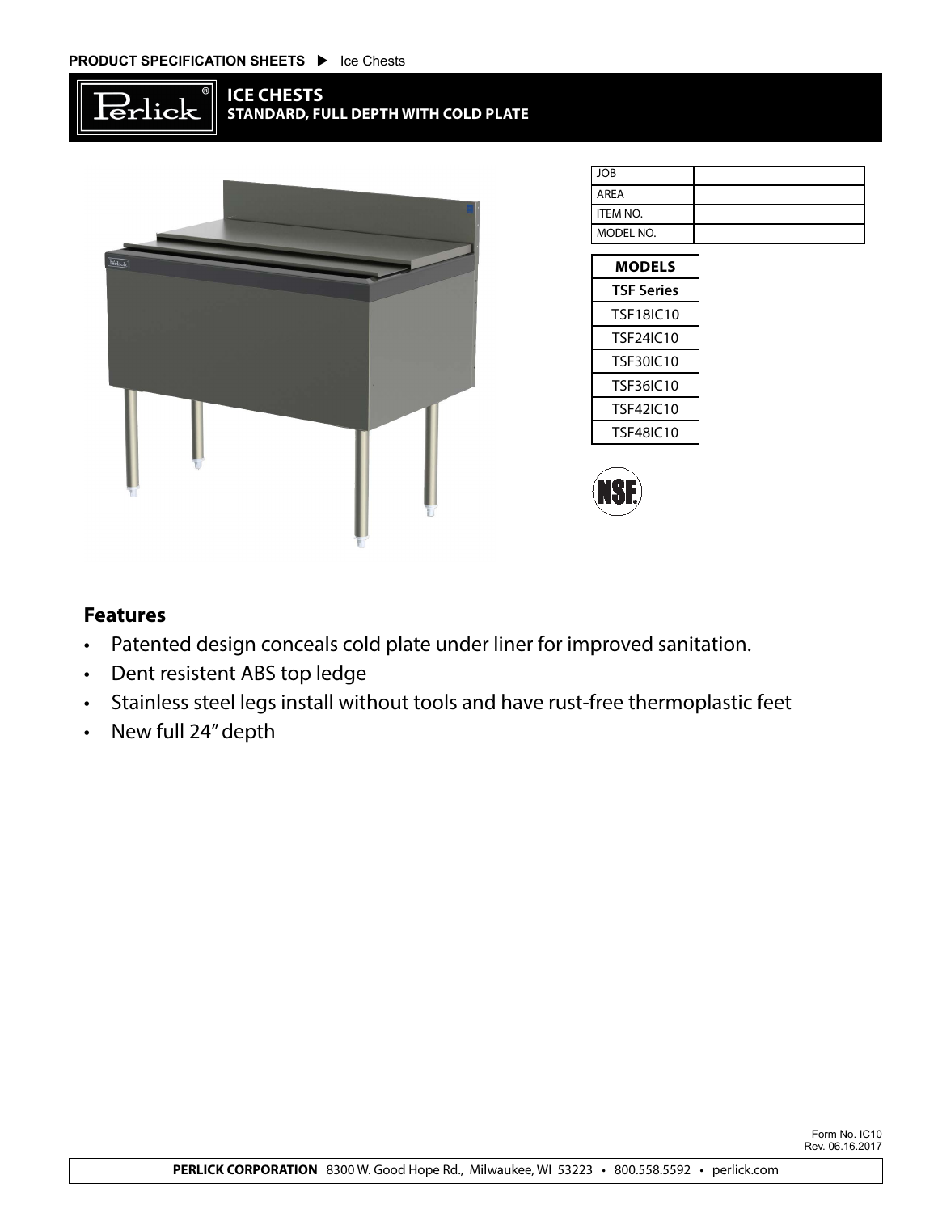PRODUCT SPECIFICATION SHEETS ▶ Ice Chests

# ICE CHESTS
## STANDARD, FULL DEPTH WITH COLD PLATE

| JOB | |
|---|---|
| AREA | |
| ITEM NO. | |
| MODEL NO. | |

| MODELS |
|---|
| **TSF Series** |
| TSF18IC10 |
| TSF24IC10 |
| TSF30IC10 |
| TSF36IC10 |
| TSF42IC10 |
| TSF48IC10 |

NSF

### Features

- Patented design conceals cold plate under liner for improved sanitation.
- Dent resistent ABS top ledge
- Stainless steel legs install without tools and have rust-free thermoplastic feet
- New full 24" depth

Form No. IC10
Rev. 06.16.2017

**PERLICK CORPORATION** 8300 W. Good Hope Rd., Milwaukee, WI 53223 • 800.558.5592 • perlick.com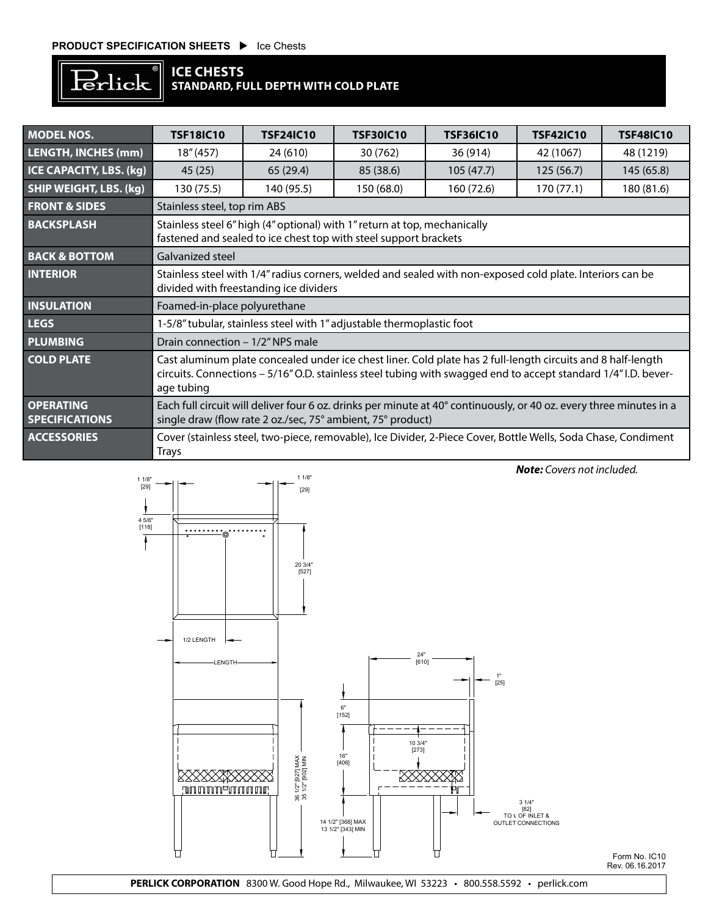PRODUCT SPECIFICATION SHEETS ▶ Ice Chests

# ICE CHESTS
## STANDARD, FULL DEPTH WITH COLD PLATE

| MODEL NOS. | TSF18IC10 | TSF24IC10 | TSF30IC10 | TSF36IC10 | TSF42IC10 | TSF48IC10 |
|---|---|---|---|---|---|---|
| LENGTH, INCHES (mm) | 18" (457) | 24 (610) | 30 (762) | 36 (914) | 42 (1067) | 48 (1219) |
| ICE CAPACITY, LBS. (kg) | 45 (25) | 65 (29.4) | 85 (38.6) | 105 (47.7) | 125 (56.7) | 145 (65.8) |
| SHIP WEIGHT, LBS. (kg) | 130 (75.5) | 140 (95.5) | 150 (68.0) | 160 (72.6) | 170 (77.1) | 180 (81.6) |
| FRONT & SIDES | Stainless steel, top rim ABS | | | | | |
| BACKSPLASH | Stainless steel 6" high (4" optional) with 1" return at top, mechanically fastened and sealed to ice chest top with steel support brackets | | | | | |
| BACK & BOTTOM | Galvanized steel | | | | | |
| INTERIOR | Stainless steel with 1/4" radius corners, welded and sealed with non-exposed cold plate. Interiors can be divided with freestanding ice dividers | | | | | |
| INSULATION | Foamed-in-place polyurethane | | | | | |
| LEGS | 1-5/8" tubular, stainless steel with 1" adjustable thermoplastic foot | | | | | |
| PLUMBING | Drain connection – 1/2" NPS male | | | | | |
| COLD PLATE | Cast aluminum plate concealed under ice chest liner. Cold plate has 2 full-length circuits and 8 half-length circuits. Connections – 5/16" O.D. stainless steel tubing with swagged end to accept standard 1/4" I.D. beverage tubing | | | | | |
| OPERATING SPECIFICATIONS | Each full circuit will deliver four 6 oz. drinks per minute at 40° continuously, or 40 oz. every three minutes in a single draw (flow rate 2 oz./sec, 75° ambient, 75° product) | | | | | |
| ACCESSORIES | Cover (stainless steel, two-piece, removable), Ice Divider, 2-Piece Cover, Bottle Wells, Soda Chase, Condiment Trays | | | | | |

***Note:*** *Covers not included.*

1 1/8" [29]
1 1/8" [29]
4 5/8" [118]
20 3/4" [527]
1/2 LENGTH
LENGTH
36 1/2" [927] MAX
35 1/2" [902] MIN
24" [610]
1" [25]
6" [152]
10 3/4" [273]
16" [406]
14 1/2" [368] MAX
13 1/2" [343] MIN
3 1/4" [82] TO ℄ OF INLET & OUTLET CONNECTIONS

Form No. IC10
Rev. 06.16.2017

**PERLICK CORPORATION** 8300 W. Good Hope Rd., Milwaukee, WI 53223 • 800.558.5592 • perlick.com